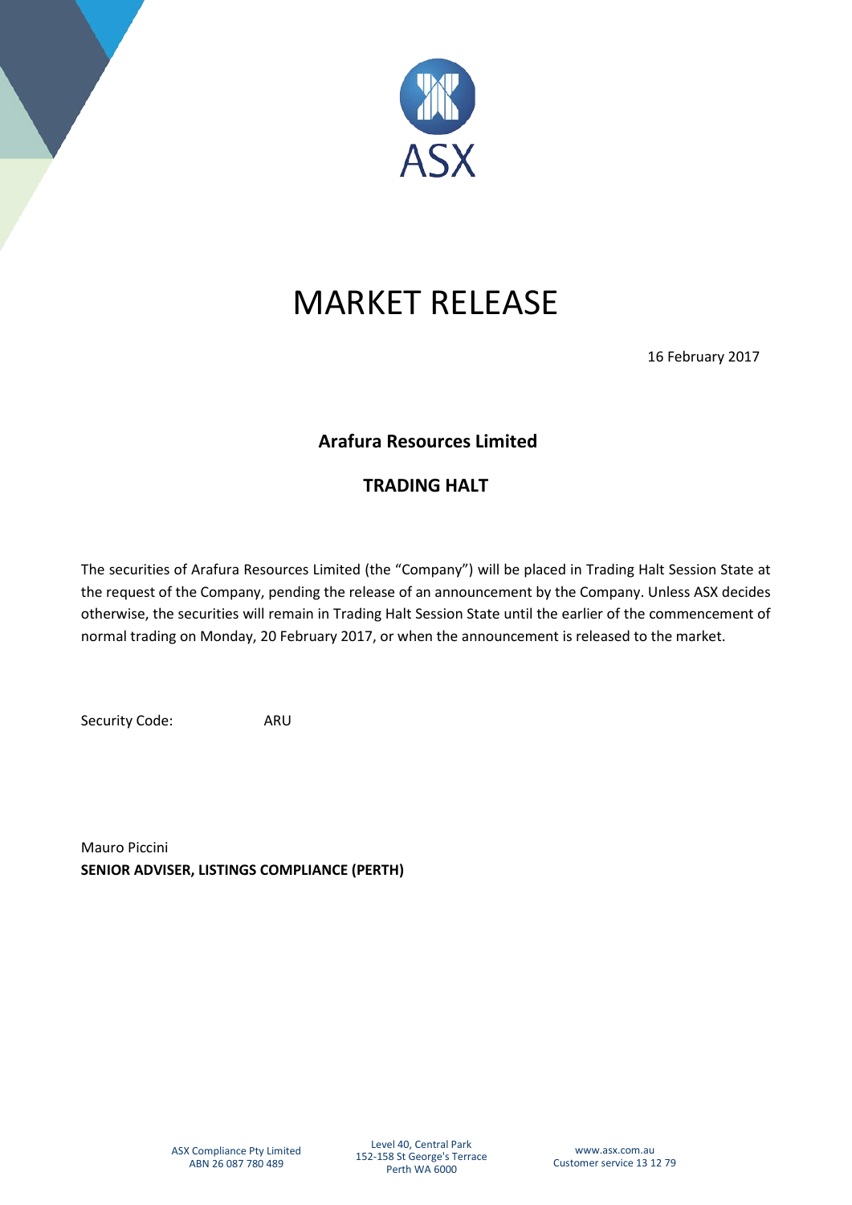# MARKET RELEASE

16 February 2017

## Arafura Resources Limited

## TRADING HALT

The securities of Arafura Resources Limited (the "Company") will be placed in Trading Halt Session State at the request of the Company, pending the release of an announcement by the Company. Unless ASX decides otherwise, the securities will remain in Trading Halt Session State until the earlier of the commencement of normal trading on Monday, 20 February 2017, or when the announcement is released to the market.

Security Code: ARU

Mauro Piccini
**SENIOR ADVISER, LISTINGS COMPLIANCE (PERTH)**

ASX Compliance Pty Limited
ABN 26 087 780 489

Level 40, Central Park
152-158 St George's Terrace
Perth WA 6000

www.asx.com.au
Customer service 13 12 79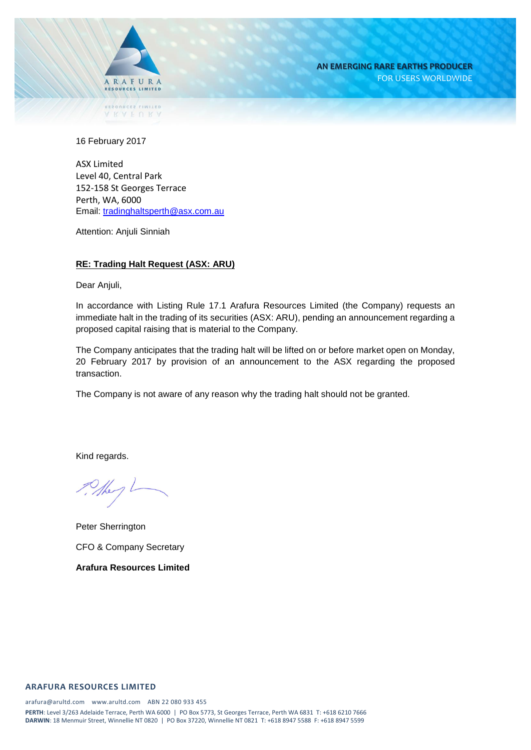AN EMERGING RARE EARTHS PRODUCER
FOR USERS WORLDWIDE

16 February 2017

ASX Limited
Level 40, Central Park
152-158 St Georges Terrace
Perth, WA, 6000
Email: tradinghaltsperth@asx.com.au

Attention: Anjuli Sinniah

**RE: Trading Halt Request (ASX: ARU)**

Dear Anjuli,

In accordance with Listing Rule 17.1 Arafura Resources Limited (the Company) requests an immediate halt in the trading of its securities (ASX: ARU), pending an announcement regarding a proposed capital raising that is material to the Company.

The Company anticipates that the trading halt will be lifted on or before market open on Monday, 20 February 2017 by provision of an announcement to the ASX regarding the proposed transaction.

The Company is not aware of any reason why the trading halt should not be granted.

Kind regards.

Peter Sherrington

CFO & Company Secretary

**Arafura Resources Limited**

**ARAFURA RESOURCES LIMITED**

arafura@arultd.com www.arultd.com ABN 22 080 933 455

**PERTH**: Level 3/263 Adelaide Terrace, Perth WA 6000 | PO Box 5773, St Georges Terrace, Perth WA 6831 T: +618 6210 7666
**DARWIN**: 18 Menmuir Street, Winnellie NT 0820 | PO Box 37220, Winnellie NT 0821 T: +618 8947 5588 F: +618 8947 5599